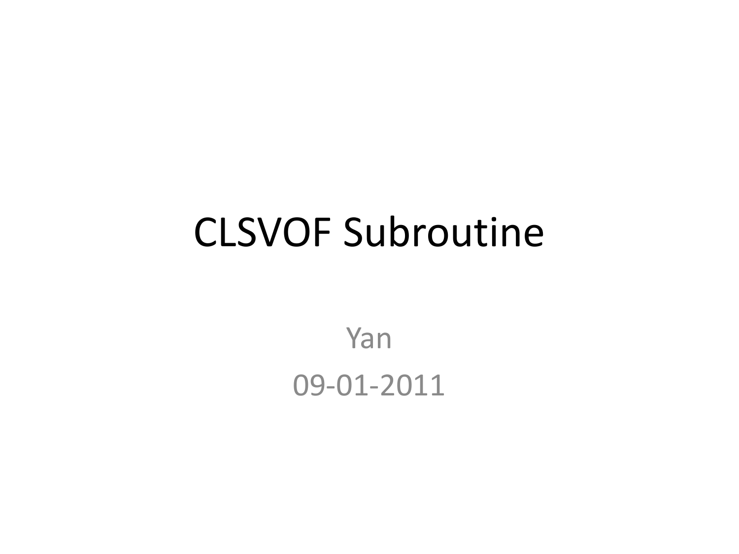# CLSVOF Subroutine

Yan

09-01-2011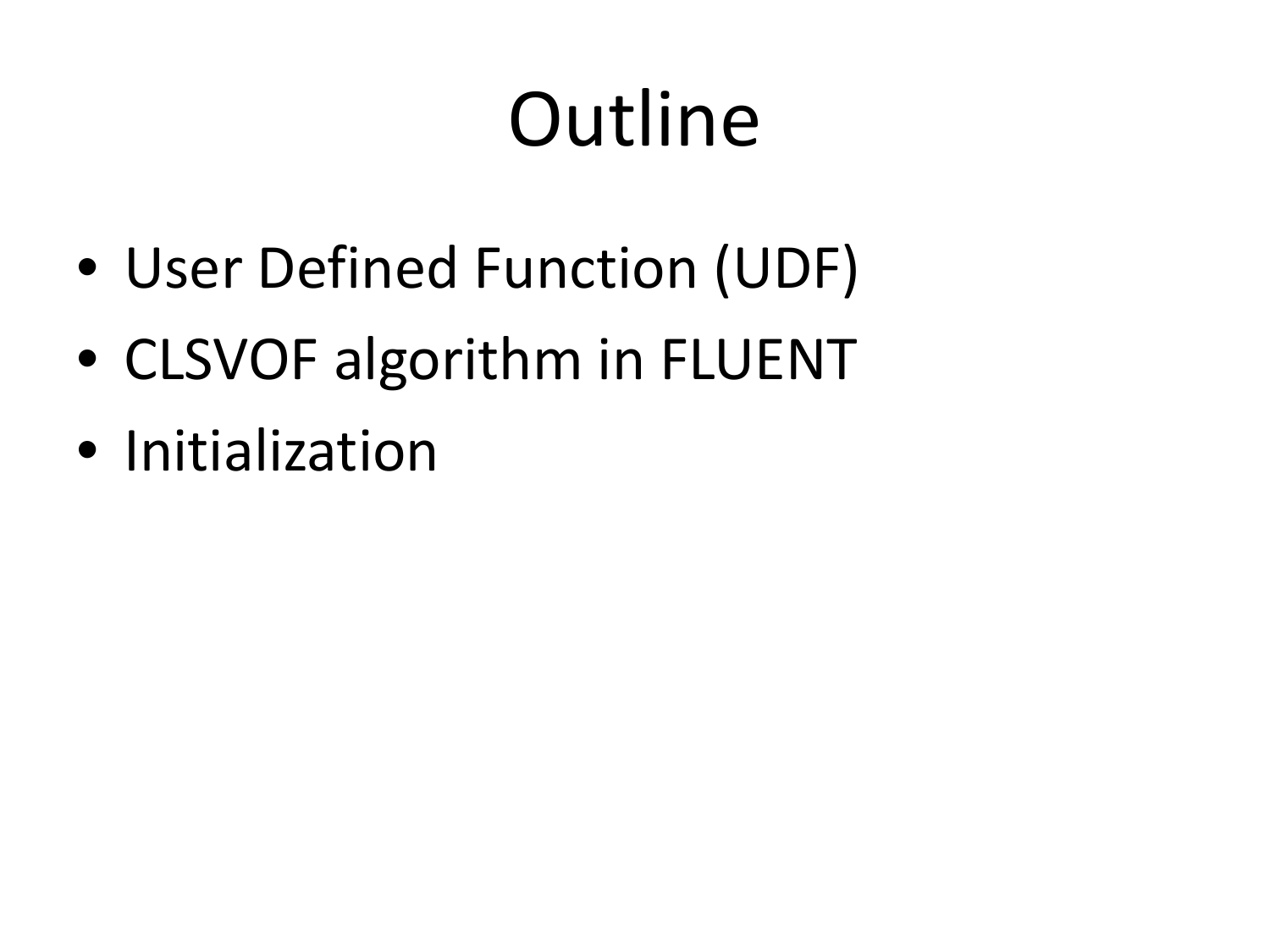# Outline

- User Defined Function (UDF)
- CLSVOF algorithm in FLUENT
- Initialization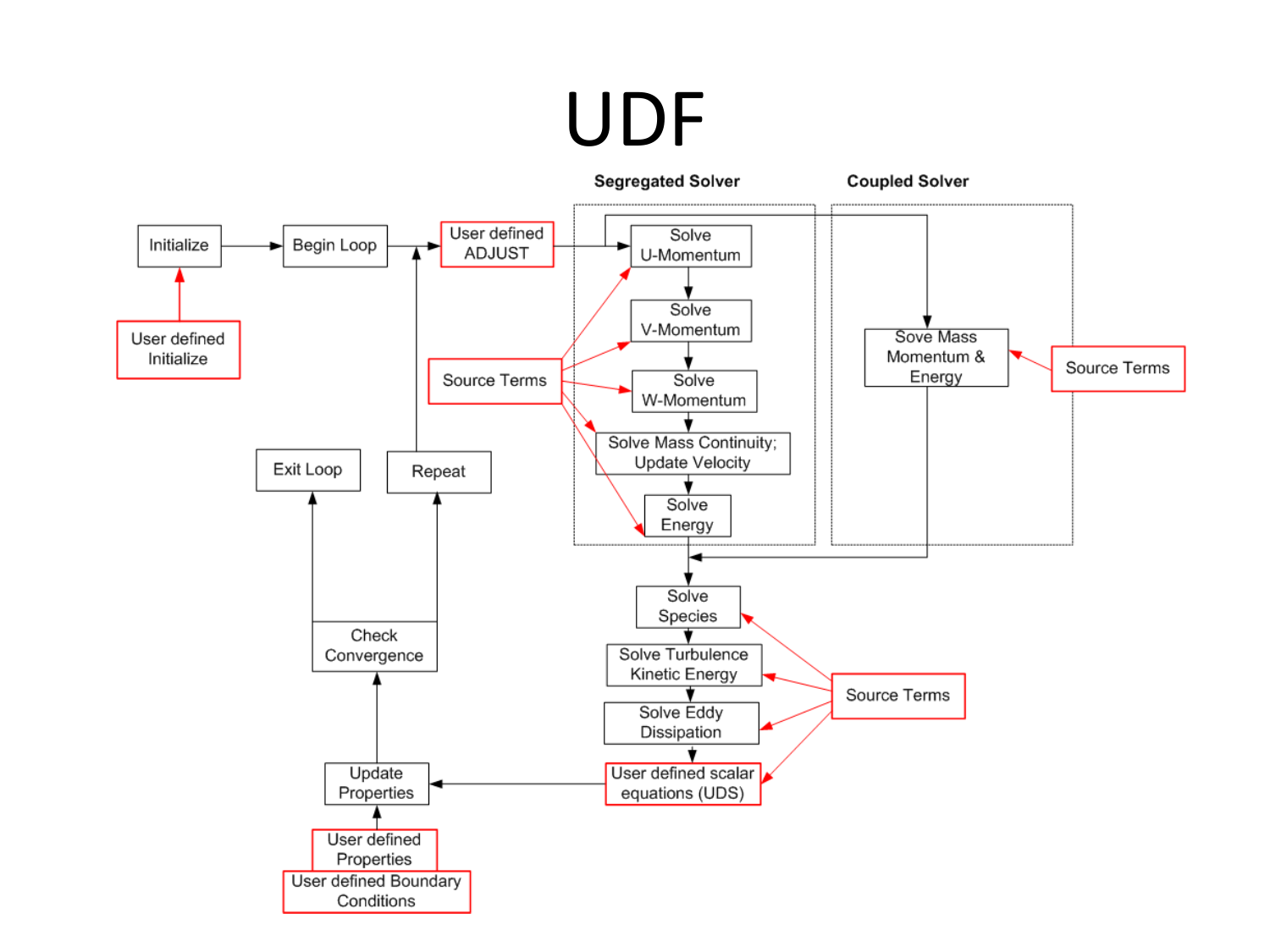# UDF

**Segregated Solver**

**Coupled Solver**

- Initialize
- User defined Initialize
- Begin Loop
- User defined ADJUST
- Solve U-Momentum
- Solve V-Momentum
- Solve W-Momentum
- Solve Mass Continuity; Update Velocity
- Solve Energy
- Source Terms
- Sove Mass Momentum & Energy
- Source Terms
- Solve Species
- Solve Turbulence Kinetic Energy
- Solve Eddy Dissipation
- User defined scalar equations (UDS)
- Source Terms
- Update Properties
- User defined Properties
- User defined Boundary Conditions
- Check Convergence
- Exit Loop
- Repeat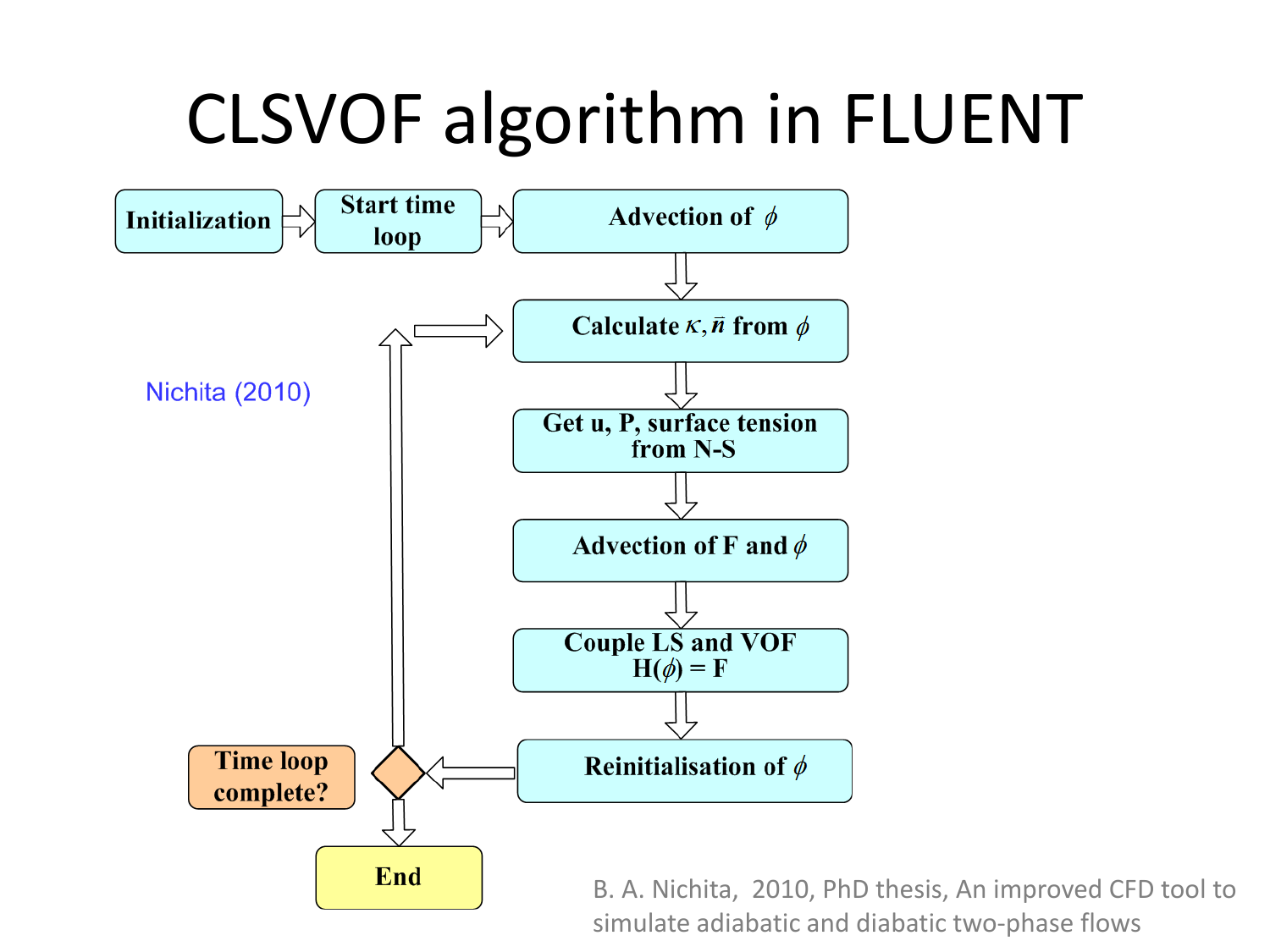# CLSVOF algorithm in FLUENT

Initialization → Start time loop → Advection of $\phi$

Calculate $\kappa, \vec{n}$ from $\phi$

Get u, P, surface tension from N-S

Advection of F and $\phi$

Couple LS and VOF $H(\phi) = F$

Reinitialisation of $\phi$

Time loop complete?

End

Nichita (2010)

B. A. Nichita, 2010, PhD thesis, An improved CFD tool to simulate adiabatic and diabatic two-phase flows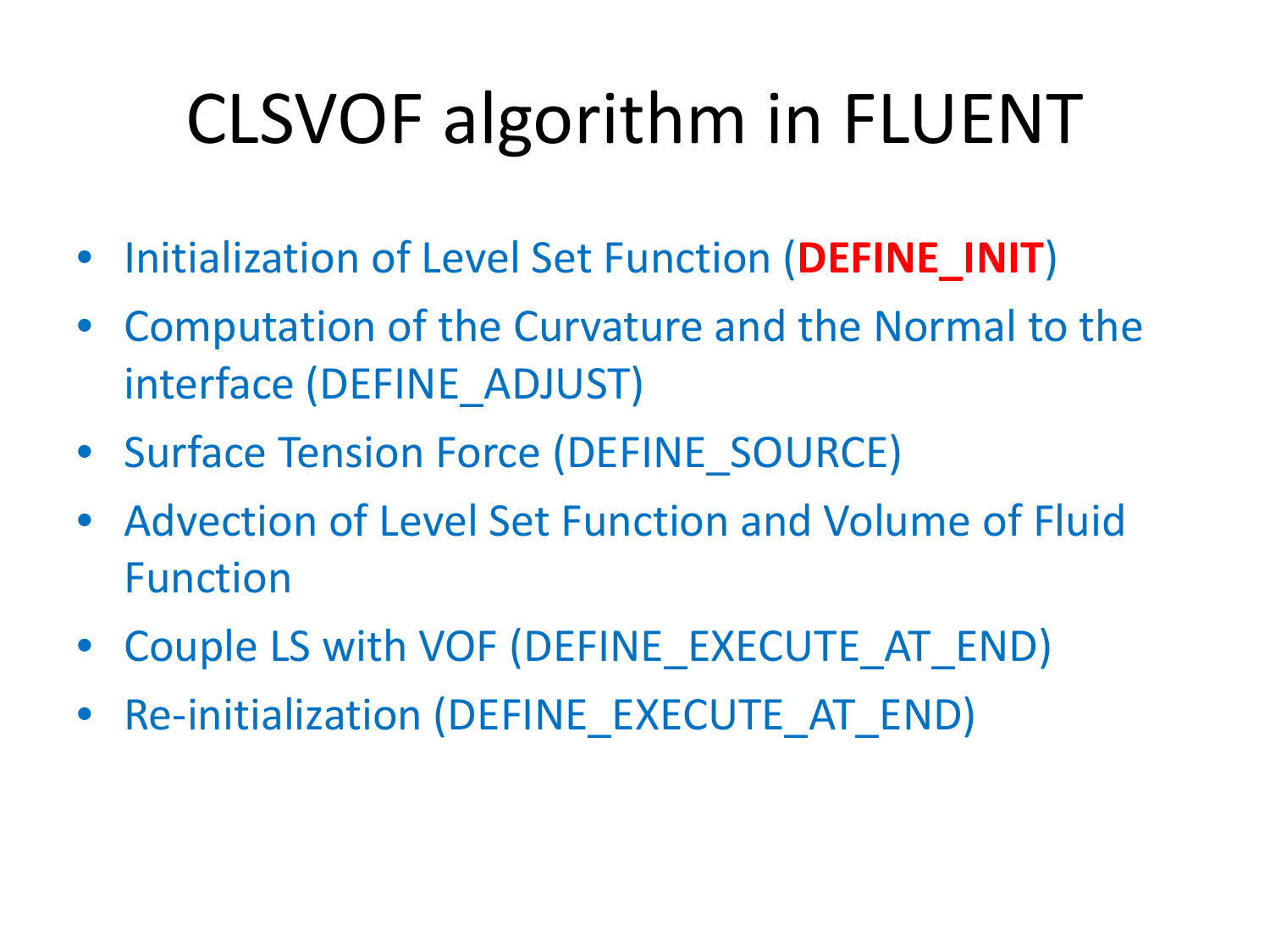# CLSVOF algorithm in FLUENT

- Initialization of Level Set Function (**DEFINE_INIT**)
- Computation of the Curvature and the Normal to the interface (DEFINE_ADJUST)
- Surface Tension Force (DEFINE_SOURCE)
- Advection of Level Set Function and Volume of Fluid Function
- Couple LS with VOF (DEFINE_EXECUTE_AT_END)
- Re-initialization (DEFINE_EXECUTE_AT_END)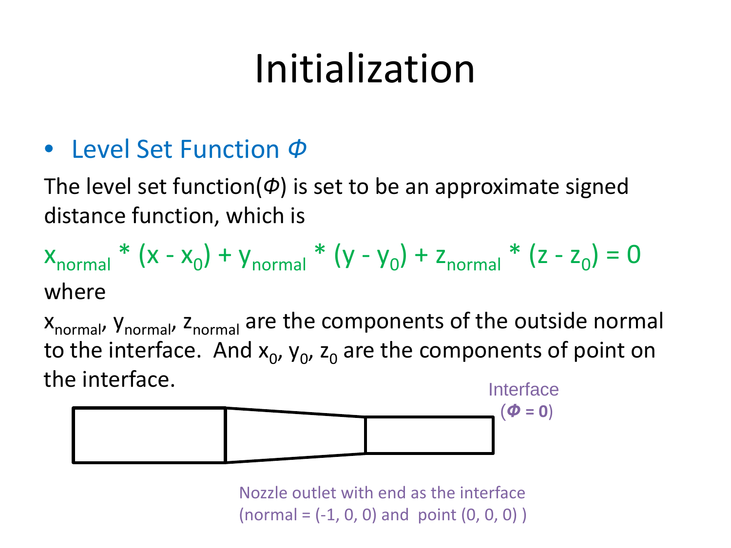# Initialization

- Level Set Function $\Phi$

The level set function($\Phi$) is set to be an approximate signed distance function, which is

$$x_{normal} * (x - x_0) + y_{normal} * (y - y_0) + z_{normal} * (z - z_0) = 0$$

where

$x_{normal}$, $y_{normal}$, $z_{normal}$ are the components of the outside normal to the interface. And $x_0$, $y_0$, $z_0$ are the components of point on the interface.

Interface ($\Phi = 0$)

Nozzle outlet with end as the interface (normal = (-1, 0, 0) and point (0, 0, 0) )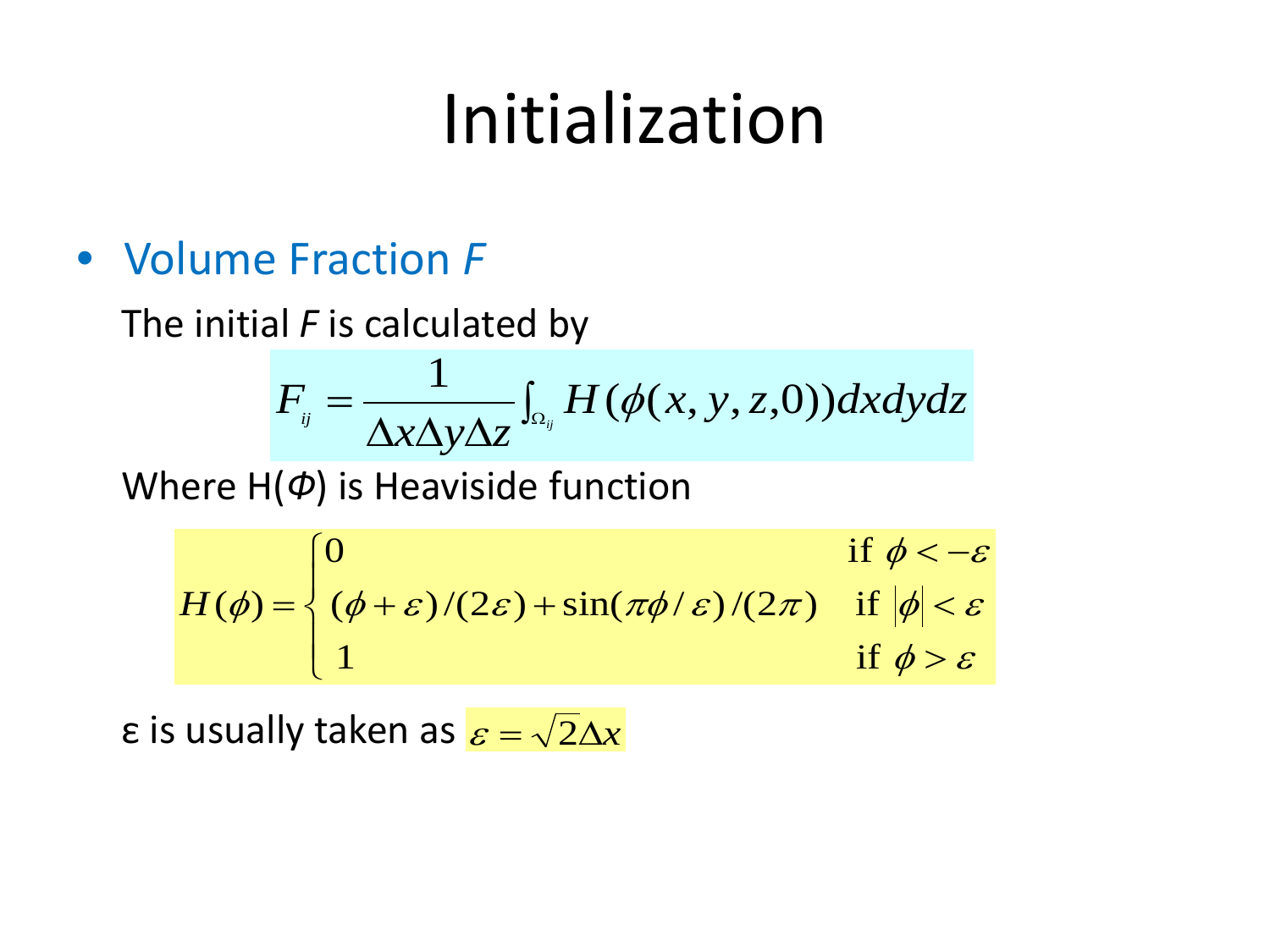# Initialization

- Volume Fraction *F*

The initial *F* is calculated by

$$F_{ij} = \frac{1}{\Delta x \Delta y \Delta z} \int_{\Omega_{ij}} H(\phi(x, y, z, 0)) dxdydz$$

Where H(*Φ*) is Heaviside function

$$H(\phi) = \begin{cases} 0 & \text{if } \phi < -\varepsilon \\ (\phi + \varepsilon)/(2\varepsilon) + \sin(\pi\phi/\varepsilon)/(2\pi) & \text{if } |\phi| < \varepsilon \\ 1 & \text{if } \phi > \varepsilon \end{cases}$$

ε is usually taken as $\varepsilon = \sqrt{2}\Delta x$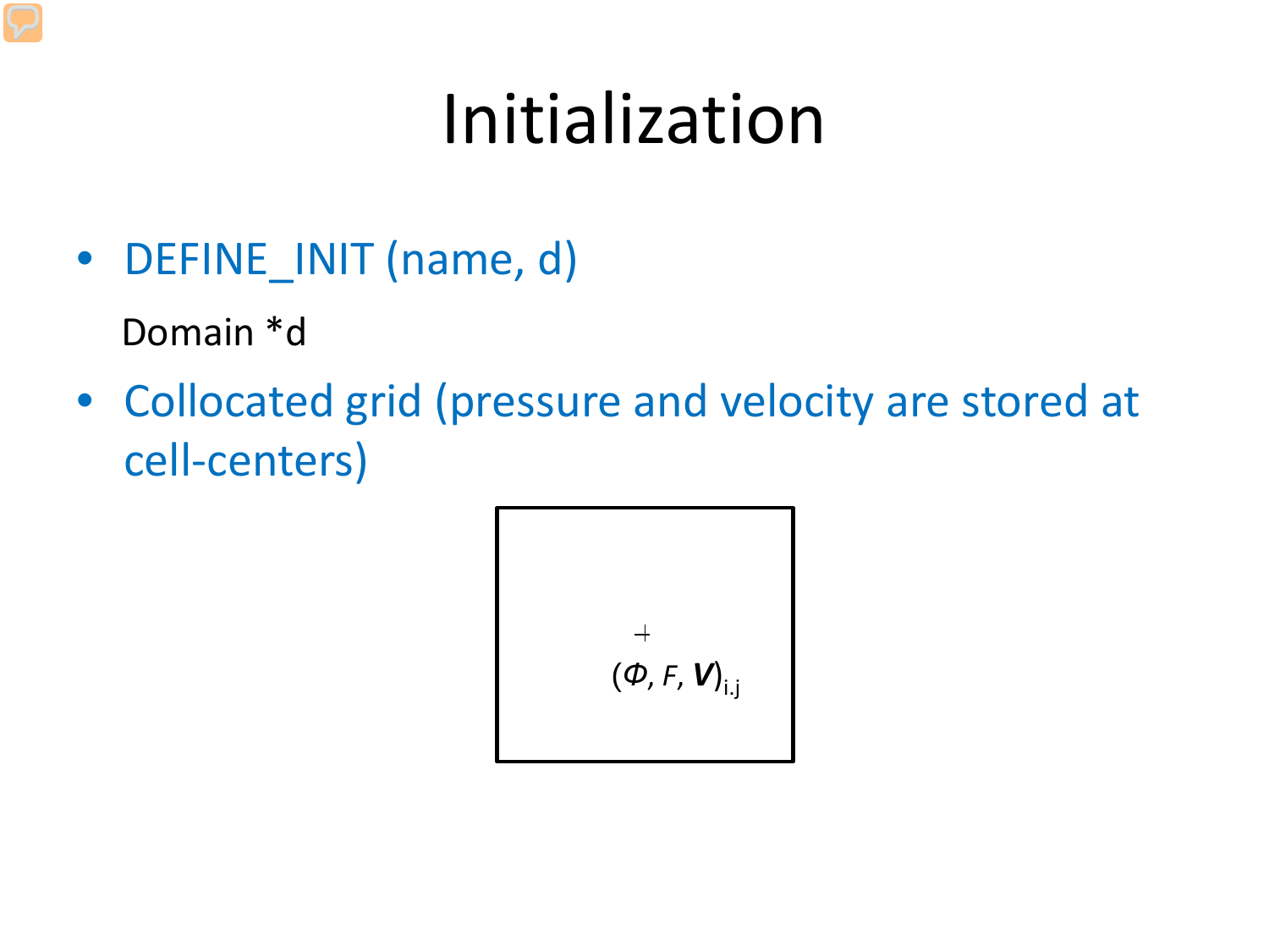# Initialization

- DEFINE_INIT (name, d)

  Domain *d

- Collocated grid (pressure and velocity are stored at cell-centers)

$(\Phi, F, \boldsymbol{V})_{i.j}$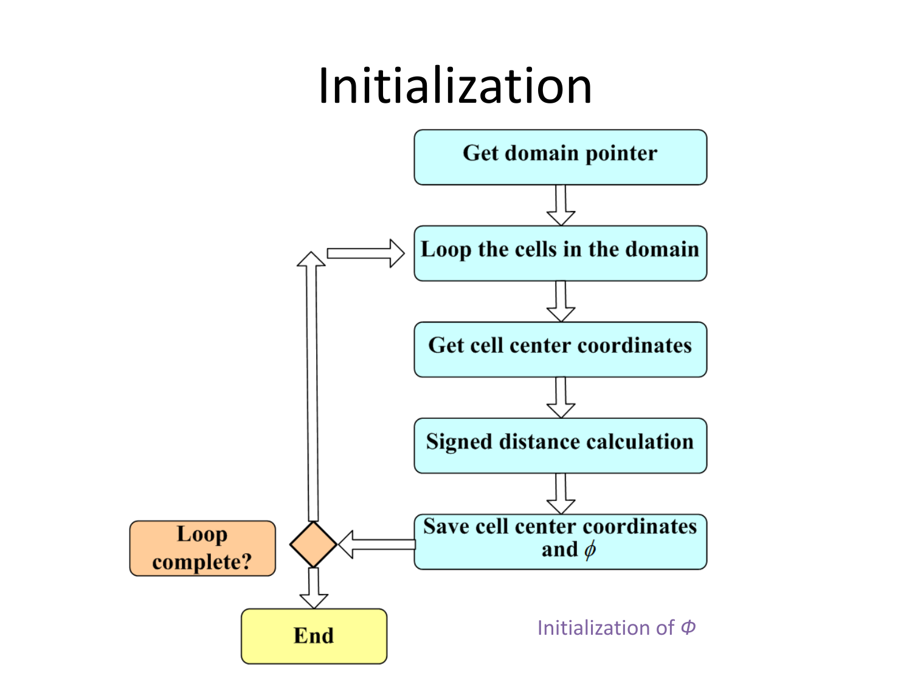# Initialization

Get domain pointer

Loop the cells in the domain

Get cell center coordinates

Signed distance calculation

Save cell center coordinates and $\phi$

Loop complete?

End

Initialization of $\Phi$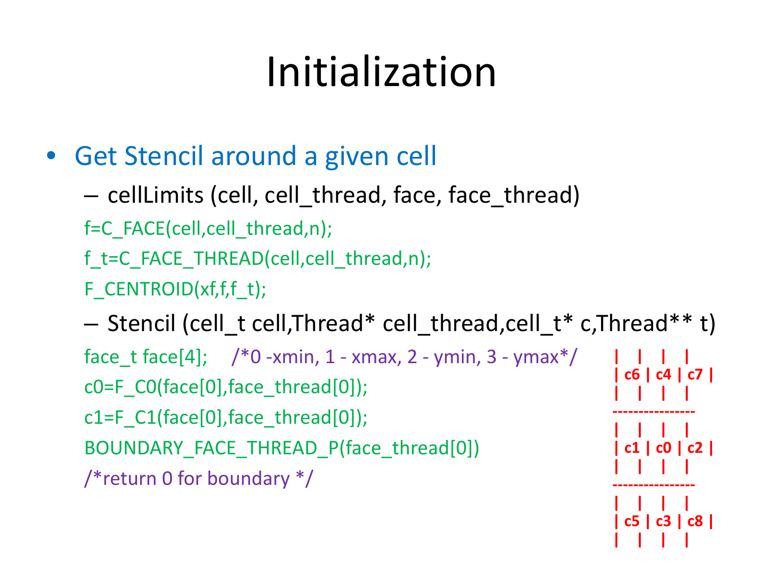# Initialization

- Get Stencil around a given cell
  - cellLimits (cell, cell_thread, face, face_thread)

```
f=C_FACE(cell,cell_thread,n);
f_t=C_FACE_THREAD(cell,cell_thread,n);
F_CENTROID(xf,f,f_t);
```

  - Stencil (cell_t cell,Thread* cell_thread,cell_t* c,Thread** t)

```
face_t face[4];     /*0 -xmin, 1 - xmax, 2 - ymin, 3 - ymax*/
c0=F_C0(face[0],face_thread[0]);
c1=F_C1(face[0],face_thread[0]);
BOUNDARY_FACE_THREAD_P(face_thread[0])
/*return 0 for boundary */
```

```
|    |    |    |
| c6 | c4 | c7 |
|    |    |    |
----------------
|    |    |    |
| c1 | c0 | c2 |
|    |    |    |
----------------
|    |    |    |
| c5 | c3 | c8 |
|    |    |    |
```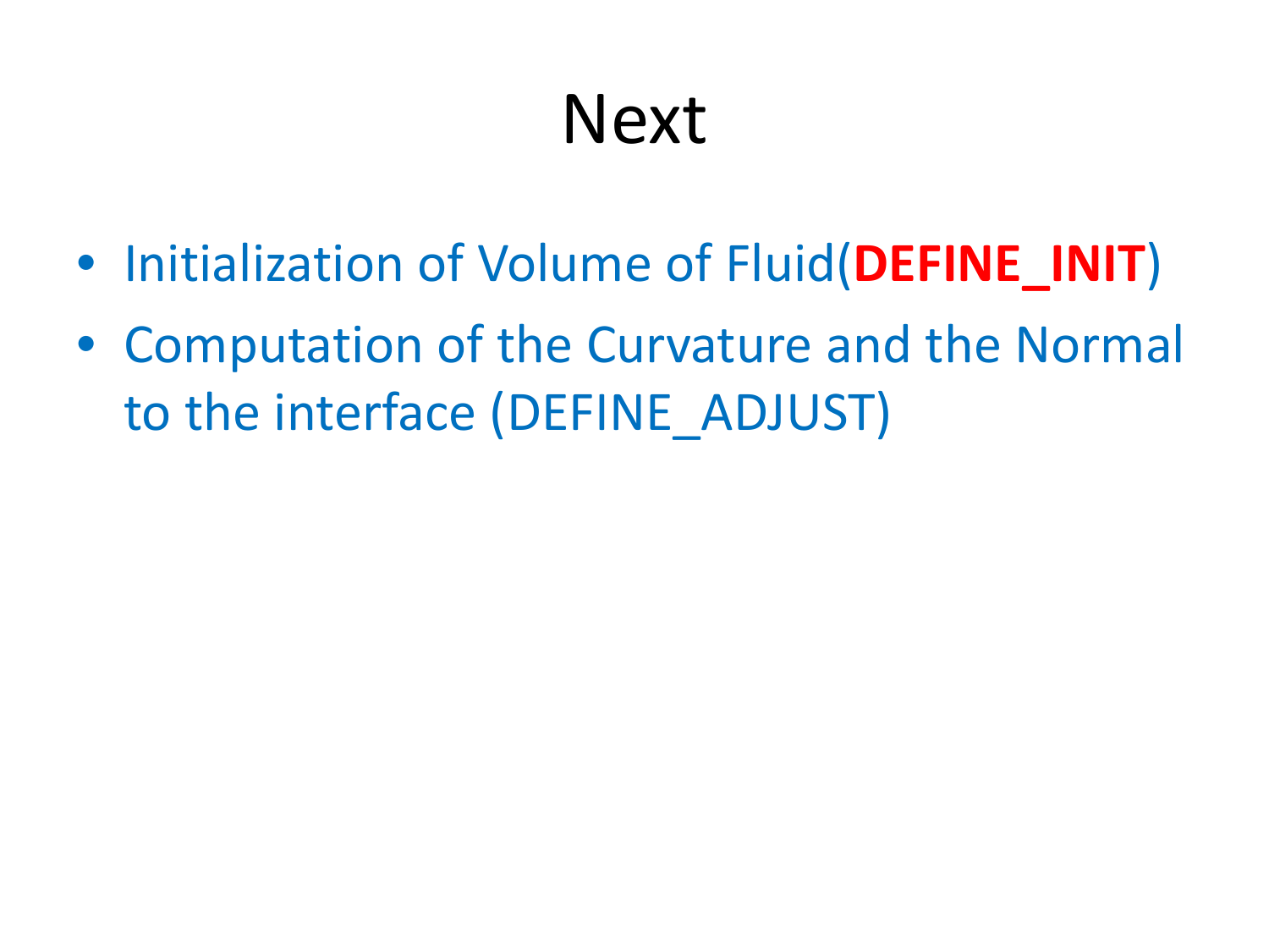# Next

- Initialization of Volume of Fluid(**DEFINE_INIT**)
- Computation of the Curvature and the Normal to the interface (DEFINE_ADJUST)